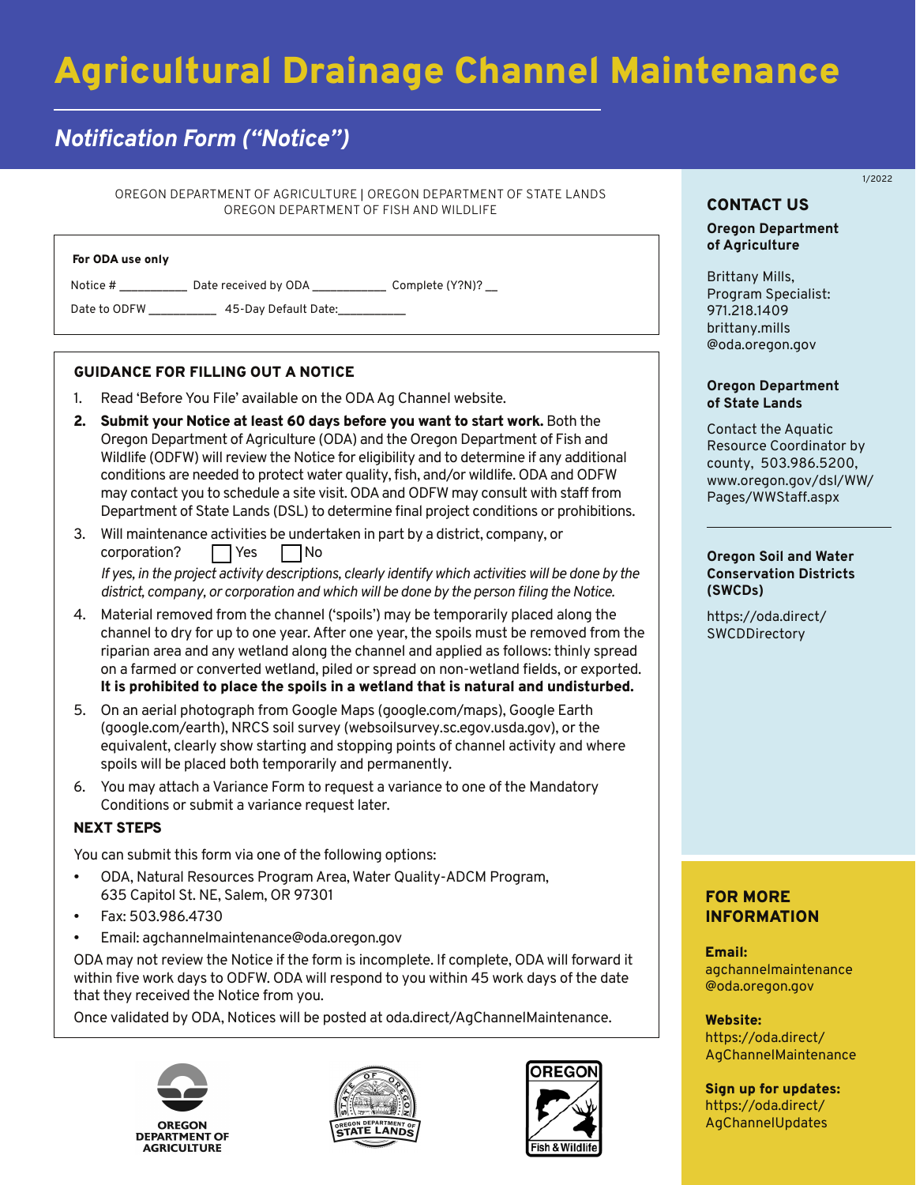# Agricultural Drainage Channel Maintenance

## *Notification Form ("Notice")*

1/2022

OREGON DEPARTMENT OF AGRICULTURE | OREGON DEPARTMENT OF STATE LANDS
OREGON DEPARTMENT OF FISH AND WILDLIFE

**For ODA use only**

Notice # __________ Date received by ODA ___________ Complete (Y?N)? __

Date to ODFW __________ 45-Day Default Date:__________

### GUIDANCE FOR FILLING OUT A NOTICE

1. Read 'Before You File' available on the ODA Ag Channel website.
2. **Submit your Notice at least 60 days before you want to start work.** Both the Oregon Department of Agriculture (ODA) and the Oregon Department of Fish and Wildlife (ODFW) will review the Notice for eligibility and to determine if any additional conditions are needed to protect water quality, fish, and/or wildlife. ODA and ODFW may contact you to schedule a site visit. ODA and ODFW may consult with staff from Department of State Lands (DSL) to determine final project conditions or prohibitions.
3. Will maintenance activities be undertaken in part by a district, company, or corporation? ☐ Yes ☐ No
   *If yes, in the project activity descriptions, clearly identify which activities will be done by the district, company, or corporation and which will be done by the person filing the Notice.*
4. Material removed from the channel ('spoils') may be temporarily placed along the channel to dry for up to one year. After one year, the spoils must be removed from the riparian area and any wetland along the channel and applied as follows: thinly spread on a farmed or converted wetland, piled or spread on non-wetland fields, or exported. **It is prohibited to place the spoils in a wetland that is natural and undisturbed.**
5. On an aerial photograph from Google Maps (google.com/maps), Google Earth (google.com/earth), NRCS soil survey (websoilsurvey.sc.egov.usda.gov), or the equivalent, clearly show starting and stopping points of channel activity and where spoils will be placed both temporarily and permanently.
6. You may attach a Variance Form to request a variance to one of the Mandatory Conditions or submit a variance request later.

### NEXT STEPS

You can submit this form via one of the following options:

- ODA, Natural Resources Program Area, Water Quality-ADCM Program, 635 Capitol St. NE, Salem, OR 97301
- Fax: 503.986.4730
- Email: agchannelmaintenance@oda.oregon.gov

ODA may not review the Notice if the form is incomplete. If complete, ODA will forward it within five work days to ODFW. ODA will respond to you within 45 work days of the date that they received the Notice from you.

Once validated by ODA, Notices will be posted at oda.direct/AgChannelMaintenance.

OREGON DEPARTMENT OF AGRICULTURE

OREGON DEPARTMENT OF STATE LANDS

OREGON Fish & Wildlife

### CONTACT US

**Oregon Department of Agriculture**

Brittany Mills,
Program Specialist:
971.218.1409
brittany.mills@oda.oregon.gov

**Oregon Department of State Lands**

Contact the Aquatic Resource Coordinator by county, 503.986.5200, www.oregon.gov/dsl/WW/Pages/WWStaff.aspx

**Oregon Soil and Water Conservation Districts (SWCDs)**

https://oda.direct/SWCDDirectory

### FOR MORE INFORMATION

**Email:**
agchannelmaintenance@oda.oregon.gov

**Website:**
https://oda.direct/AgChannelMaintenance

**Sign up for updates:**
https://oda.direct/AgChannelUpdates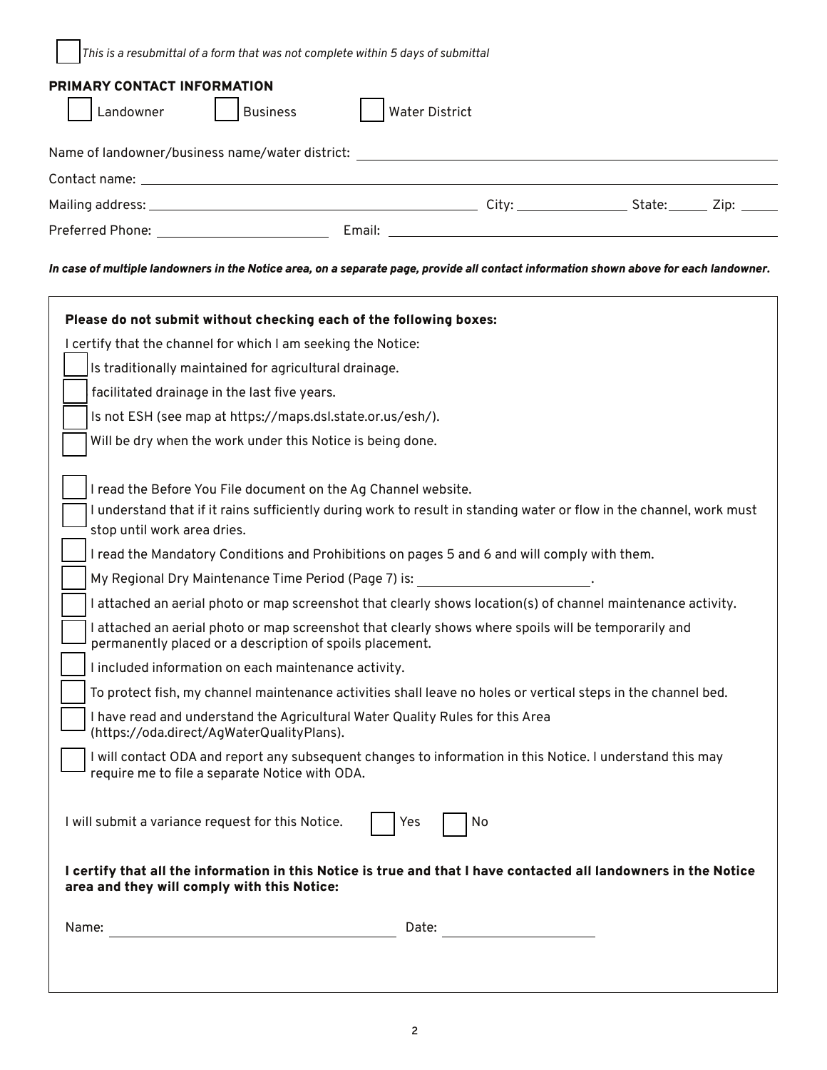- [ ] *This is a resubmittal of a form that was not complete within 5 days of submittal*

**PRIMARY CONTACT INFORMATION**

- [ ] Landowner
- [ ] Business
- [ ] Water District

Name of landowner/business name/water district: ______________________

Contact name: ______________________

Mailing address: ______________________ City: ____________ State: ______ Zip: ______

Preferred Phone: ______________________ Email: ______________________

***In case of multiple landowners in the Notice area, on a separate page, provide all contact information shown above for each landowner.***

**Please do not submit without checking each of the following boxes:**

I certify that the channel for which I am seeking the Notice:

- [ ] Is traditionally maintained for agricultural drainage.
- [ ] facilitated drainage in the last five years.
- [ ] Is not ESH (see map at https://maps.dsl.state.or.us/esh/).
- [ ] Will be dry when the work under this Notice is being done.

- [ ] I read the Before You File document on the Ag Channel website.
- [ ] I understand that if it rains sufficiently during work to result in standing water or flow in the channel, work must stop until work area dries.
- [ ] I read the Mandatory Conditions and Prohibitions on pages 5 and 6 and will comply with them.
- [ ] My Regional Dry Maintenance Time Period (Page 7) is: ______________________.
- [ ] I attached an aerial photo or map screenshot that clearly shows location(s) of channel maintenance activity.
- [ ] I attached an aerial photo or map screenshot that clearly shows where spoils will be temporarily and permanently placed or a description of spoils placement.
- [ ] I included information on each maintenance activity.
- [ ] To protect fish, my channel maintenance activities shall leave no holes or vertical steps in the channel bed.
- [ ] I have read and understand the Agricultural Water Quality Rules for this Area (https://oda.direct/AgWaterQualityPlans).
- [ ] I will contact ODA and report any subsequent changes to information in this Notice. I understand this may require me to file a separate Notice with ODA.

I will submit a variance request for this Notice. [ ] Yes [ ] No

**I certify that all the information in this Notice is true and that I have contacted all landowners in the Notice area and they will comply with this Notice:**

Name: ______________________ Date: ______________________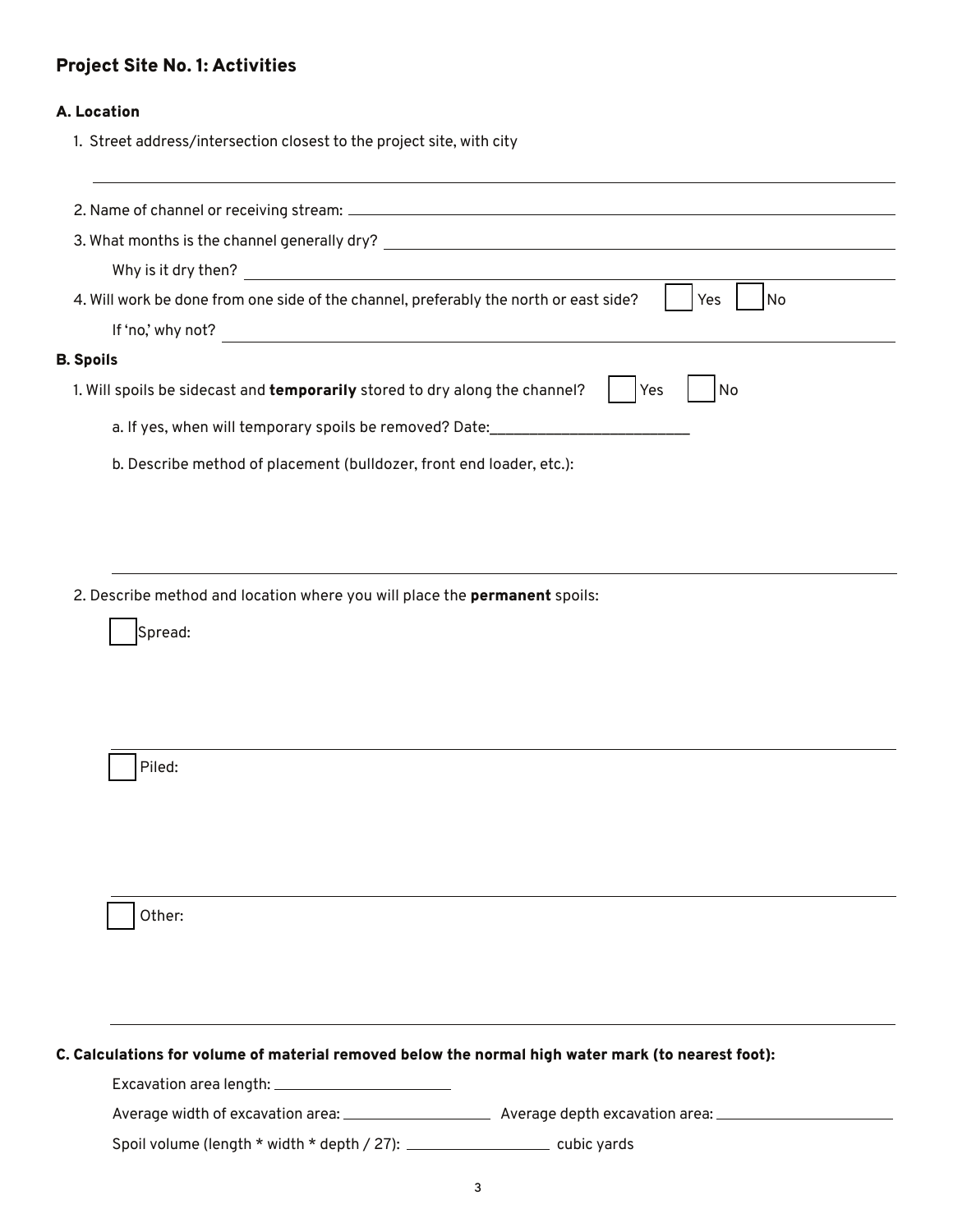## Project Site No. 1: Activities

### A. Location

1. Street address/intersection closest to the project site, with city

______________________________________________________________________

2. Name of channel or receiving stream: ______________________________________________

3. What months is the channel generally dry? ______________________________________________

   Why is it dry then? ______________________________________________

4. Will work be done from one side of the channel, preferably the north or east side? ☐ Yes ☐ No

   If 'no,' why not? ______________________________________________

### B. Spoils

1. Will spoils be sidecast and **temporarily** stored to dry along the channel? ☐ Yes ☐ No

   a. If yes, when will temporary spoils be removed? Date:_________________________

   b. Describe method of placement (bulldozer, front end loader, etc.):

   ______________________________________________________________________

2. Describe method and location where you will place the **permanent** spoils:

   ☐ Spread:

   ______________________________________________________________________

   ☐ Piled:

   ______________________________________________________________________

   ☐ Other:

   ______________________________________________________________________

### C. Calculations for volume of material removed below the normal high water mark (to nearest foot):

Excavation area length: ______________________

Average width of excavation area: ____________________ Average depth excavation area: ______________________

Spoil volume (length * width * depth / 27): ____________________ cubic yards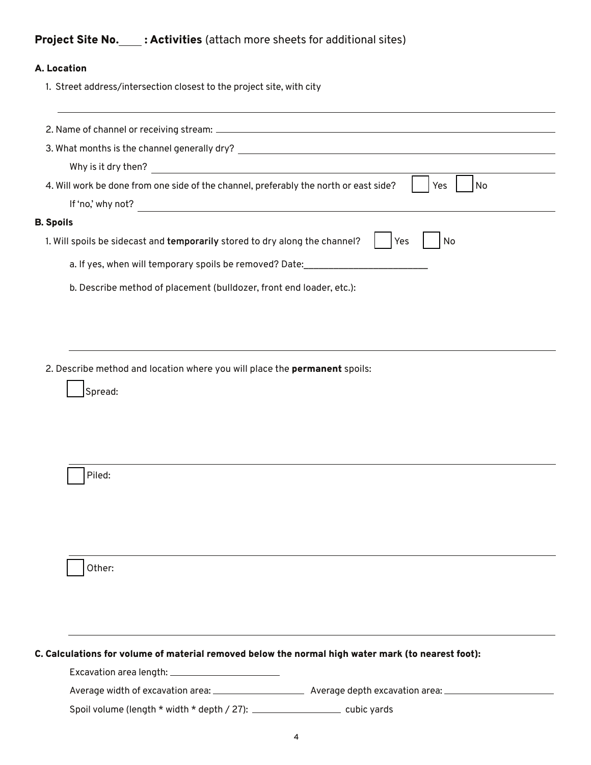## Project Site No.____ : Activities (attach more sheets for additional sites)

### A. Location

1. Street address/intersection closest to the project site, with city

______________________________________________

2. Name of channel or receiving stream: ______________________________________________

3. What months is the channel generally dry? ______________________________________________

   Why is it dry then? ______________________________________________

4. Will work be done from one side of the channel, preferably the north or east side? ☐ Yes ☐ No

   If 'no,' why not? ______________________________________________

### B. Spoils

1. Will spoils be sidecast and **temporarily** stored to dry along the channel? ☐ Yes ☐ No

   a. If yes, when will temporary spoils be removed? Date:_________________________

   b. Describe method of placement (bulldozer, front end loader, etc.):

   ______________________________________________

2. Describe method and location where you will place the **permanent** spoils:

   ☐ Spread:

   ______________________________________________

   ☐ Piled:

   ______________________________________________

   ☐ Other:

   ______________________________________________

### C. Calculations for volume of material removed below the normal high water mark (to nearest foot):

Excavation area length: ______________________

Average width of excavation area: ____________________ Average depth excavation area: ______________________

Spoil volume (length * width * depth / 27): ____________________ cubic yards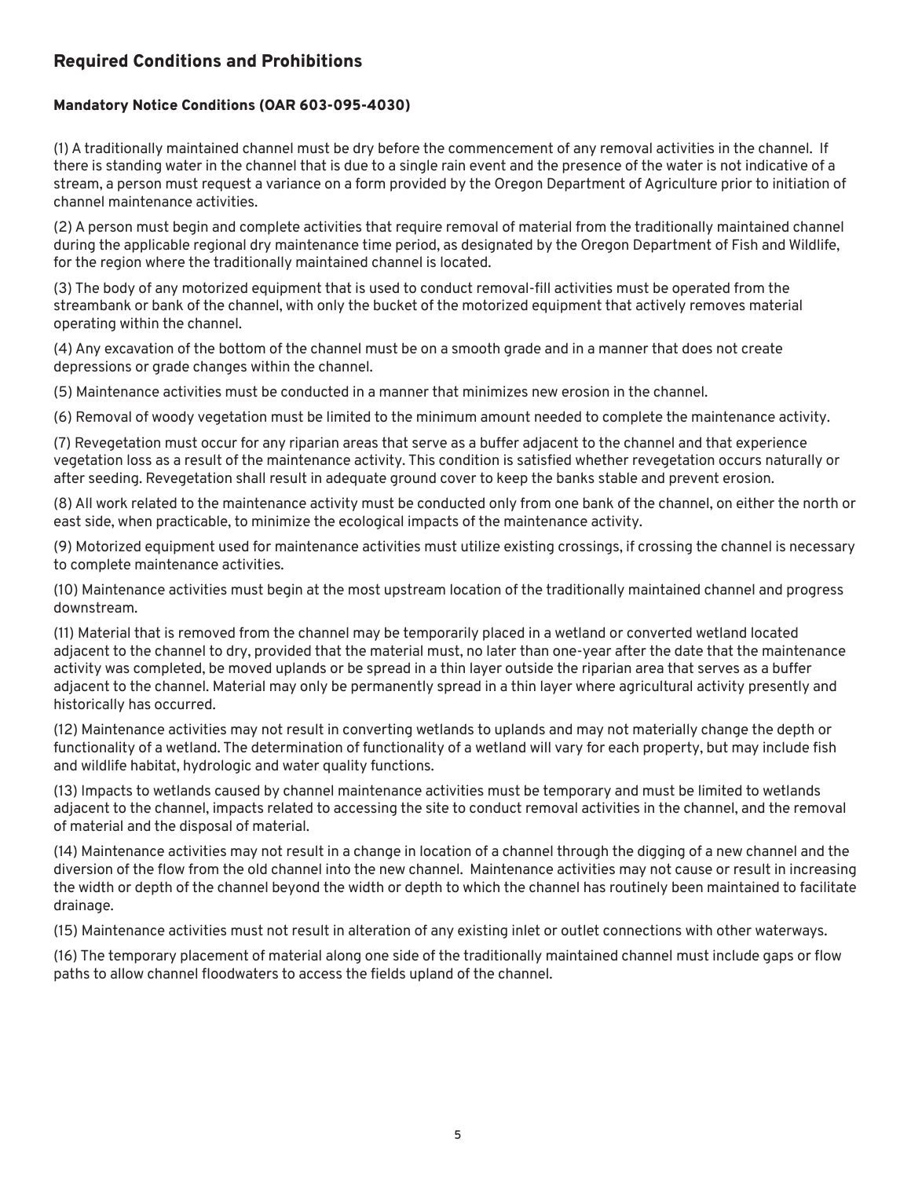## Required Conditions and Prohibitions

### Mandatory Notice Conditions (OAR 603-095-4030)

(1) A traditionally maintained channel must be dry before the commencement of any removal activities in the channel. If there is standing water in the channel that is due to a single rain event and the presence of the water is not indicative of a stream, a person must request a variance on a form provided by the Oregon Department of Agriculture prior to initiation of channel maintenance activities.

(2) A person must begin and complete activities that require removal of material from the traditionally maintained channel during the applicable regional dry maintenance time period, as designated by the Oregon Department of Fish and Wildlife, for the region where the traditionally maintained channel is located.

(3) The body of any motorized equipment that is used to conduct removal-fill activities must be operated from the streambank or bank of the channel, with only the bucket of the motorized equipment that actively removes material operating within the channel.

(4) Any excavation of the bottom of the channel must be on a smooth grade and in a manner that does not create depressions or grade changes within the channel.

(5) Maintenance activities must be conducted in a manner that minimizes new erosion in the channel.

(6) Removal of woody vegetation must be limited to the minimum amount needed to complete the maintenance activity.

(7) Revegetation must occur for any riparian areas that serve as a buffer adjacent to the channel and that experience vegetation loss as a result of the maintenance activity. This condition is satisfied whether revegetation occurs naturally or after seeding. Revegetation shall result in adequate ground cover to keep the banks stable and prevent erosion.

(8) All work related to the maintenance activity must be conducted only from one bank of the channel, on either the north or east side, when practicable, to minimize the ecological impacts of the maintenance activity.

(9) Motorized equipment used for maintenance activities must utilize existing crossings, if crossing the channel is necessary to complete maintenance activities.

(10) Maintenance activities must begin at the most upstream location of the traditionally maintained channel and progress downstream.

(11) Material that is removed from the channel may be temporarily placed in a wetland or converted wetland located adjacent to the channel to dry, provided that the material must, no later than one-year after the date that the maintenance activity was completed, be moved uplands or be spread in a thin layer outside the riparian area that serves as a buffer adjacent to the channel. Material may only be permanently spread in a thin layer where agricultural activity presently and historically has occurred.

(12) Maintenance activities may not result in converting wetlands to uplands and may not materially change the depth or functionality of a wetland. The determination of functionality of a wetland will vary for each property, but may include fish and wildlife habitat, hydrologic and water quality functions.

(13) Impacts to wetlands caused by channel maintenance activities must be temporary and must be limited to wetlands adjacent to the channel, impacts related to accessing the site to conduct removal activities in the channel, and the removal of material and the disposal of material.

(14) Maintenance activities may not result in a change in location of a channel through the digging of a new channel and the diversion of the flow from the old channel into the new channel. Maintenance activities may not cause or result in increasing the width or depth of the channel beyond the width or depth to which the channel has routinely been maintained to facilitate drainage.

(15) Maintenance activities must not result in alteration of any existing inlet or outlet connections with other waterways.

(16) The temporary placement of material along one side of the traditionally maintained channel must include gaps or flow paths to allow channel floodwaters to access the fields upland of the channel.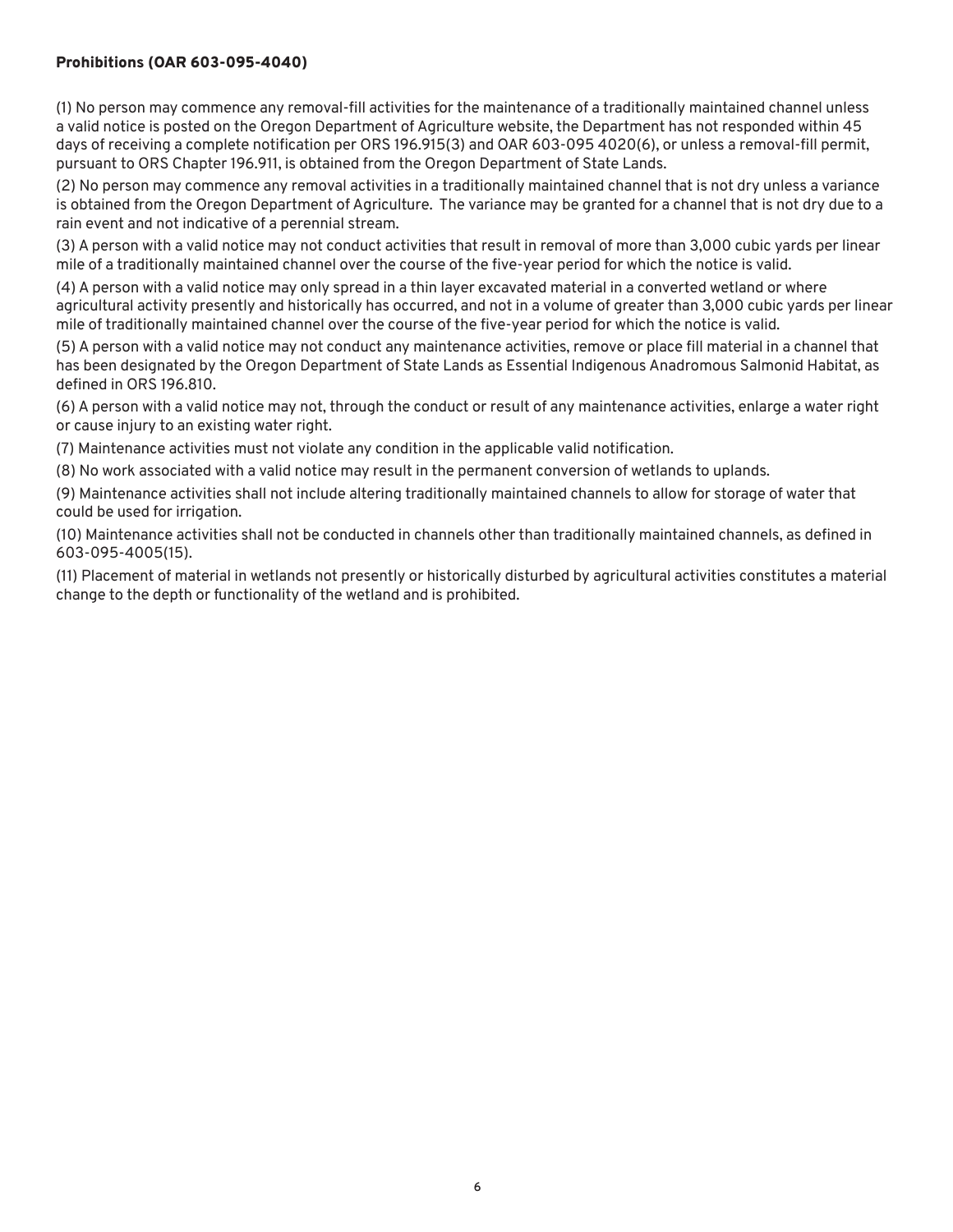### Prohibitions (OAR 603-095-4040)

(1) No person may commence any removal-fill activities for the maintenance of a traditionally maintained channel unless a valid notice is posted on the Oregon Department of Agriculture website, the Department has not responded within 45 days of receiving a complete notification per ORS 196.915(3) and OAR 603-095 4020(6), or unless a removal-fill permit, pursuant to ORS Chapter 196.911, is obtained from the Oregon Department of State Lands.

(2) No person may commence any removal activities in a traditionally maintained channel that is not dry unless a variance is obtained from the Oregon Department of Agriculture. The variance may be granted for a channel that is not dry due to a rain event and not indicative of a perennial stream.

(3) A person with a valid notice may not conduct activities that result in removal of more than 3,000 cubic yards per linear mile of a traditionally maintained channel over the course of the five-year period for which the notice is valid.

(4) A person with a valid notice may only spread in a thin layer excavated material in a converted wetland or where agricultural activity presently and historically has occurred, and not in a volume of greater than 3,000 cubic yards per linear mile of traditionally maintained channel over the course of the five-year period for which the notice is valid.

(5) A person with a valid notice may not conduct any maintenance activities, remove or place fill material in a channel that has been designated by the Oregon Department of State Lands as Essential Indigenous Anadromous Salmonid Habitat, as defined in ORS 196.810.

(6) A person with a valid notice may not, through the conduct or result of any maintenance activities, enlarge a water right or cause injury to an existing water right.

(7) Maintenance activities must not violate any condition in the applicable valid notification.

(8) No work associated with a valid notice may result in the permanent conversion of wetlands to uplands.

(9) Maintenance activities shall not include altering traditionally maintained channels to allow for storage of water that could be used for irrigation.

(10) Maintenance activities shall not be conducted in channels other than traditionally maintained channels, as defined in 603-095-4005(15).

(11) Placement of material in wetlands not presently or historically disturbed by agricultural activities constitutes a material change to the depth or functionality of the wetland and is prohibited.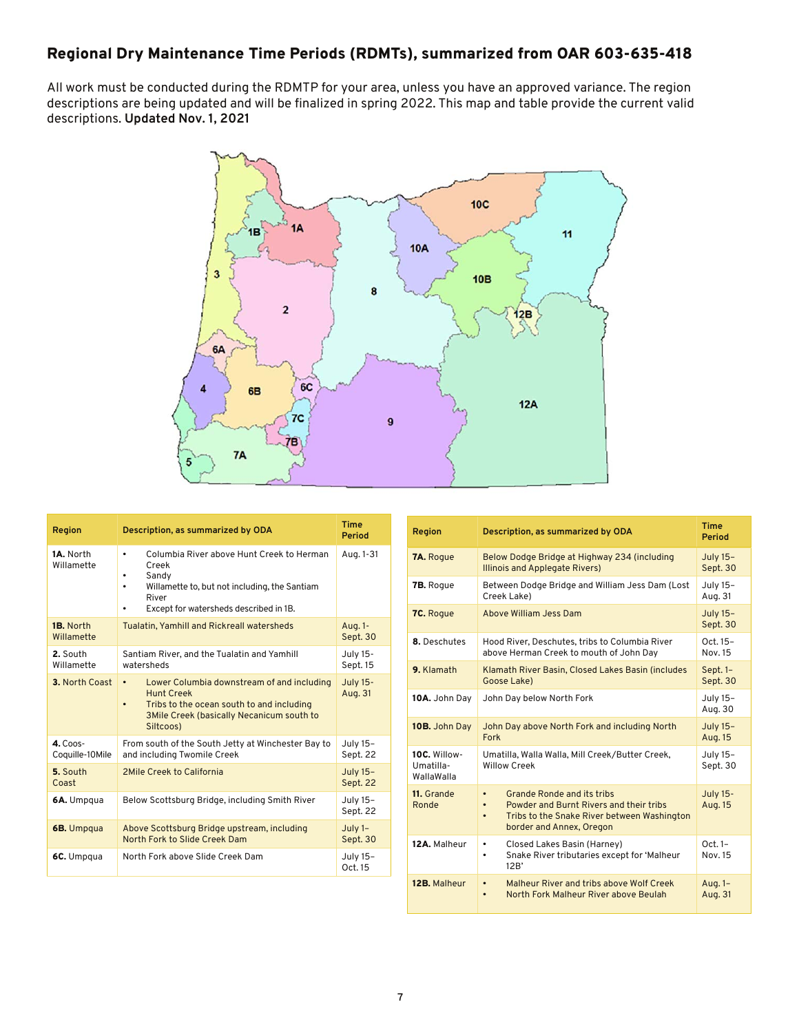## Regional Dry Maintenance Time Periods (RDMTs), summarized from OAR 603-635-418

All work must be conducted during the RDMTP for your area, unless you have an approved variance. The region descriptions are being updated and will be finalized in spring 2022. This map and table provide the current valid descriptions. **Updated Nov. 1, 2021**

| Region | Description, as summarized by ODA | Time Period |
|---|---|---|
| **1A.** North Willamette | • Columbia River above Hunt Creek to Herman Creek<br>• Sandy<br>• Willamette to, but not including, the Santiam River<br>• Except for watersheds described in 1B. | Aug. 1-31 |
| **1B.** North Willamette | Tualatin, Yamhill and Rickreall watersheds | Aug. 1- Sept. 30 |
| **2.** South Willamette | Santiam River, and the Tualatin and Yamhill watersheds | July 15- Sept. 15 |
| **3.** North Coast | • Lower Columbia downstream of and including Hunt Creek<br>• Tribs to the ocean south to and including 3Mile Creek (basically Necanicum south to Siltcoos) | July 15- Aug. 31 |
| **4.** Coos-Coquille-10Mile | From south of the South Jetty at Winchester Bay to and including Twomile Creek | July 15– Sept. 22 |
| **5.** South Coast | 2Mile Creek to California | July 15– Sept. 22 |
| **6A.** Umpqua | Below Scottsburg Bridge, including Smith River | July 15– Sept. 22 |
| **6B.** Umpqua | Above Scottsburg Bridge upstream, including North Fork to Slide Creek Dam | July 1– Sept. 30 |
| **6C.** Umpqua | North Fork above Slide Creek Dam | July 15– Oct. 15 |
| **7A.** Rogue | Below Dodge Bridge at Highway 234 (including Illinois and Applegate Rivers) | July 15– Sept. 30 |
| **7B.** Rogue | Between Dodge Bridge and William Jess Dam (Lost Creek Lake) | July 15– Aug. 31 |
| **7C.** Rogue | Above William Jess Dam | July 15– Sept. 30 |
| **8.** Deschutes | Hood River, Deschutes, tribs to Columbia River above Herman Creek to mouth of John Day | Oct. 15– Nov. 15 |
| **9.** Klamath | Klamath River Basin, Closed Lakes Basin (includes Goose Lake) | Sept. 1– Sept. 30 |
| **10A.** John Day | John Day below North Fork | July 15– Aug. 30 |
| **10B.** John Day | John Day above North Fork and including North Fork | July 15– Aug. 15 |
| **10C.** Willow-Umatilla-WallaWalla | Umatilla, Walla Walla, Mill Creek/Butter Creek, Willow Creek | July 15– Sept. 30 |
| **11.** Grande Ronde | • Grande Ronde and its tribs<br>• Powder and Burnt Rivers and their tribs<br>• Tribs to the Snake River between Washington border and Annex, Oregon | July 15- Aug. 15 |
| **12A.** Malheur | • Closed Lakes Basin (Harney)<br>• Snake River tributaries except for 'Malheur 12B' | Oct. 1– Nov. 15 |
| **12B.** Malheur | • Malheur River and tribs above Wolf Creek<br>• North Fork Malheur River above Beulah | Aug. 1– Aug. 31 |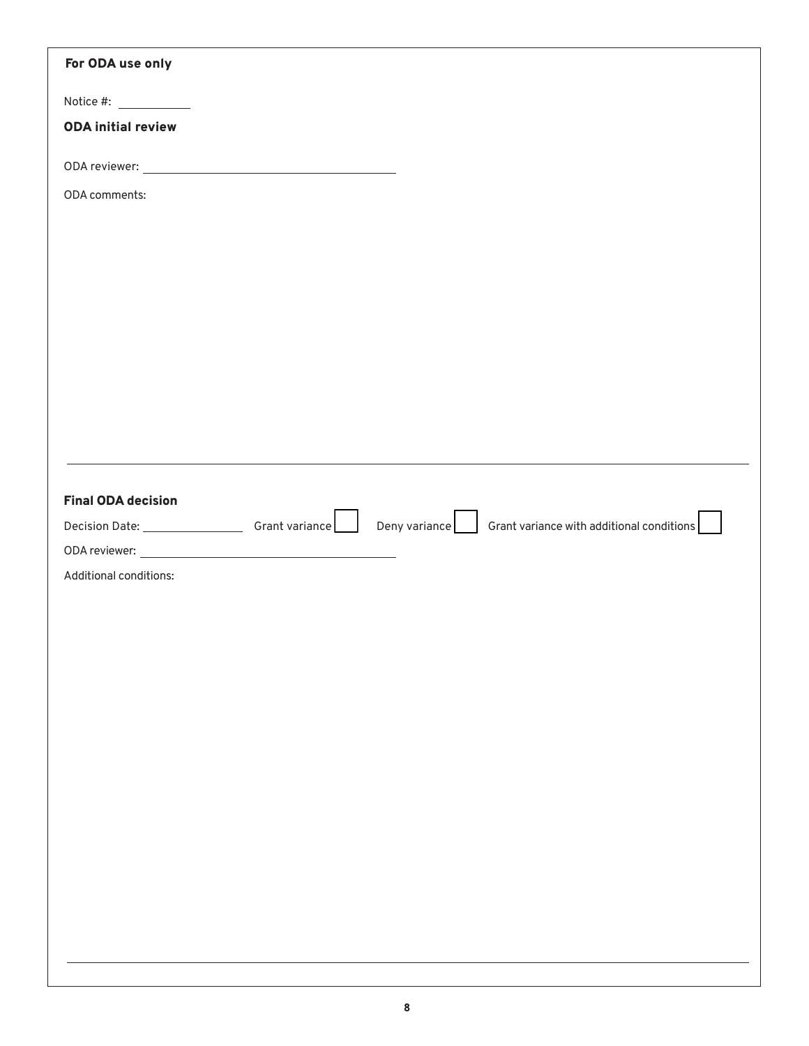**For ODA use only**

Notice #: ___________

**ODA initial review**

ODA reviewer: ________________________________________

ODA comments:

---

**Final ODA decision**

Decision Date: ________________ Grant variance ☐ Deny variance ☐ Grant variance with additional conditions ☐

ODA reviewer: ________________________________________

Additional conditions:

---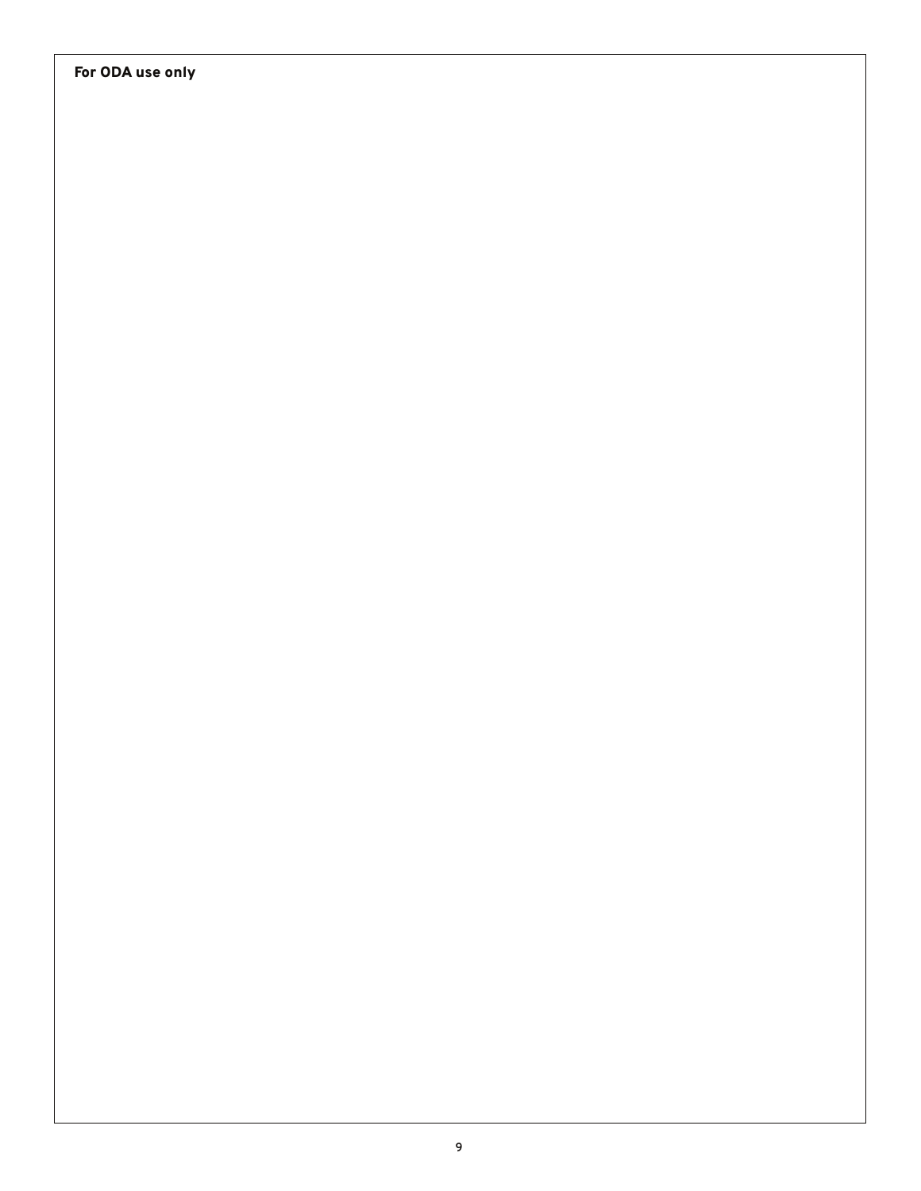**For ODA use only**